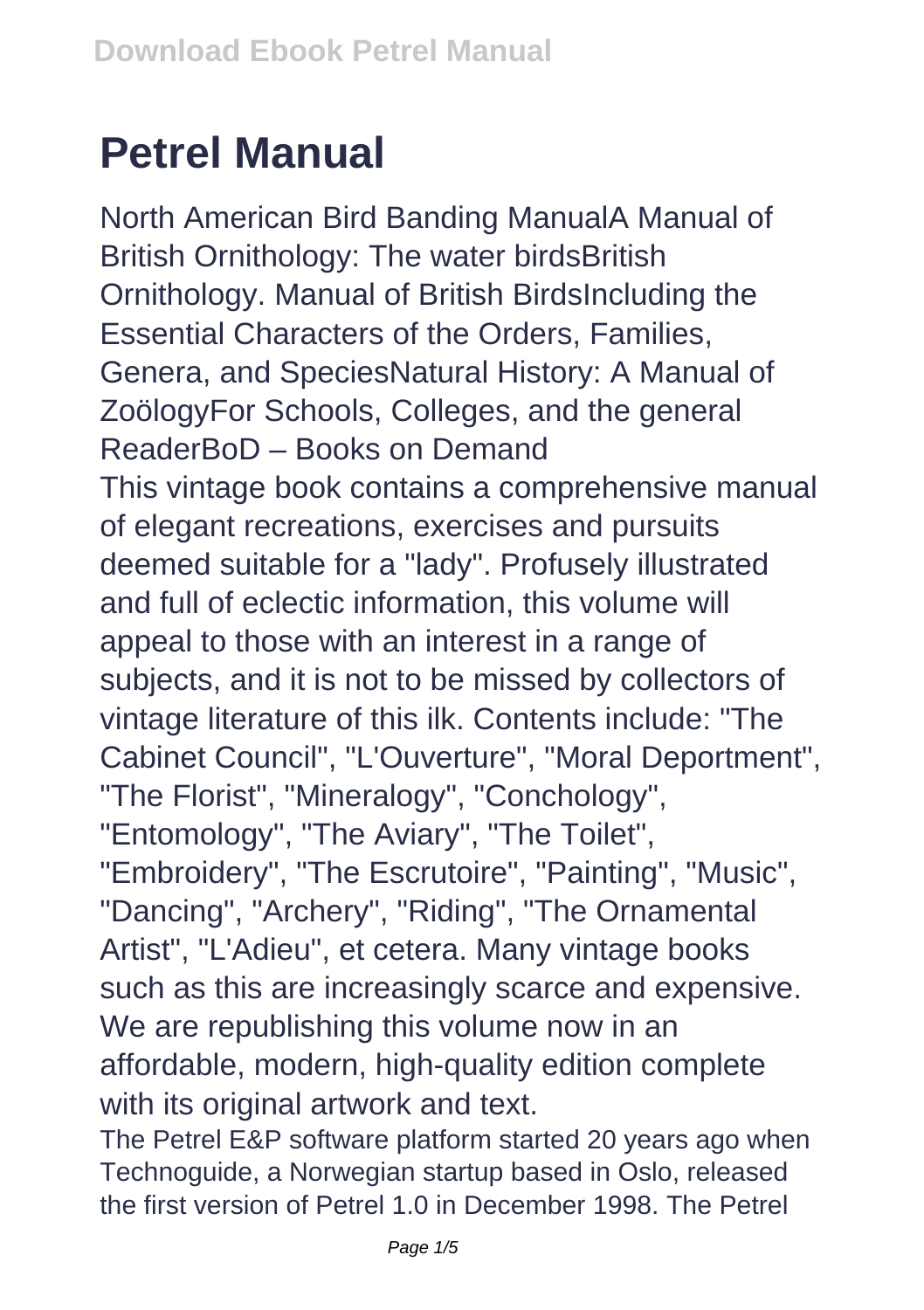# Petrel Manual

North American Bird Banding ManualA Manual of British Ornithology: The water birdsBritish Ornithology. Manual of British BirdsIncluding the Essential Characters of the Orders, Families, Genera, and SpeciesNatural History: A Manual of ZoölogyFor Schools, Colleges, and the general ReaderBoD – Books on Demand

This vintage book contains a comprehensive manual of elegant recreations, exercises and pursuits deemed suitable for a "lady". Profusely illustrated and full of eclectic information, this volume will appeal to those with an interest in a range of subjects, and it is not to be missed by collectors of vintage literature of this ilk. Contents include: "The Cabinet Council", "L'Ouverture", "Moral Deportment", "The Florist", "Mineralogy", "Conchology", "Entomology", "The Aviary", "The Toilet", "Embroidery", "The Escrutoire", "Painting", "Music", "Dancing", "Archery", "Riding", "The Ornamental Artist", "L'Adieu", et cetera. Many vintage books such as this are increasingly scarce and expensive. We are republishing this volume now in an affordable, modern, high-quality edition complete with its original artwork and text.

The Petrel E&P software platform started 20 years ago when Technoguide, a Norwegian startup based in Oslo, released the first version of Petrel 1.0 in December 1998. The Petrel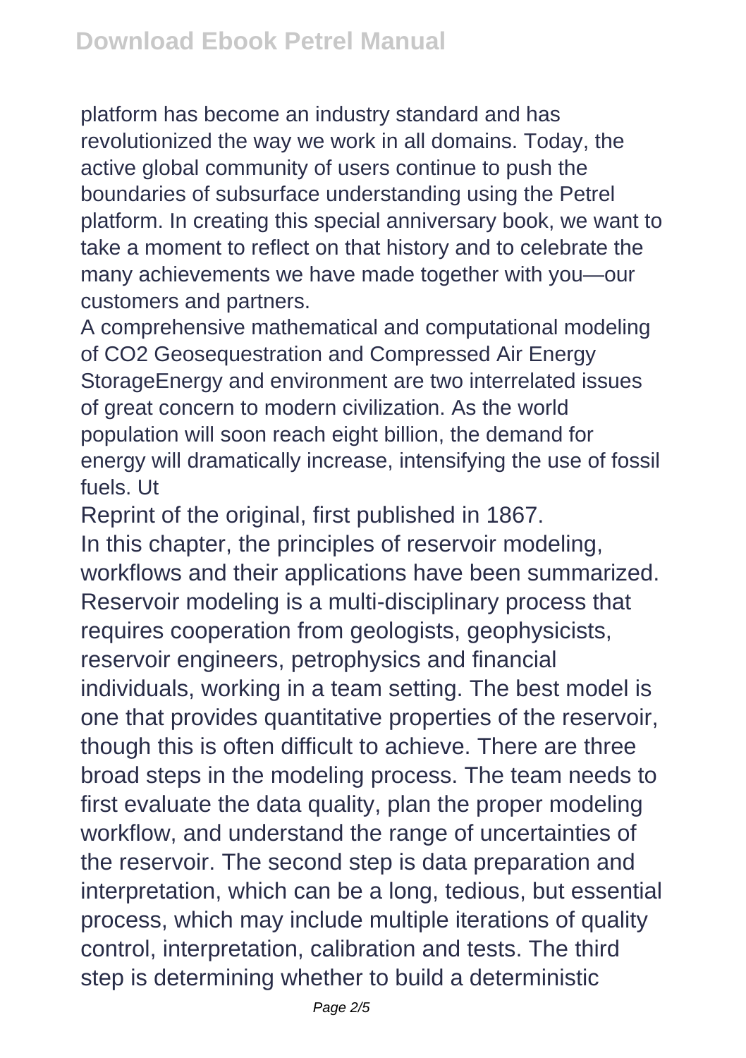platform has become an industry standard and has revolutionized the way we work in all domains. Today, the active global community of users continue to push the boundaries of subsurface understanding using the Petrel platform. In creating this special anniversary book, we want to take a moment to reflect on that history and to celebrate the many achievements we have made together with you—our customers and partners.

A comprehensive mathematical and computational modeling of $CO_2$ Geosequestration and Compressed Air Energy StorageEnergy and environment are two interrelated issues of great concern to modern civilization. As the world population will soon reach eight billion, the demand for energy will dramatically increase, intensifying the use of fossil fuels. Ut

Reprint of the original, first published in 1867.

In this chapter, the principles of reservoir modeling, workflows and their applications have been summarized. Reservoir modeling is a multi-disciplinary process that requires cooperation from geologists, geophysicists, reservoir engineers, petrophysics and financial individuals, working in a team setting. The best model is one that provides quantitative properties of the reservoir, though this is often difficult to achieve. There are three broad steps in the modeling process. The team needs to first evaluate the data quality, plan the proper modeling workflow, and understand the range of uncertainties of the reservoir. The second step is data preparation and interpretation, which can be a long, tedious, but essential process, which may include multiple iterations of quality control, interpretation, calibration and tests. The third step is determining whether to build a deterministic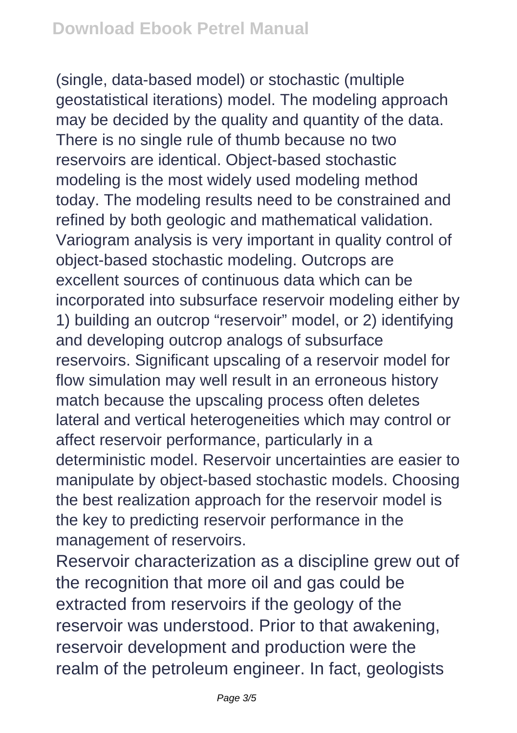(single, data-based model) or stochastic (multiple geostatistical iterations) model. The modeling approach may be decided by the quality and quantity of the data. There is no single rule of thumb because no two reservoirs are identical. Object-based stochastic modeling is the most widely used modeling method today. The modeling results need to be constrained and refined by both geologic and mathematical validation. Variogram analysis is very important in quality control of object-based stochastic modeling. Outcrops are excellent sources of continuous data which can be incorporated into subsurface reservoir modeling either by 1) building an outcrop "reservoir" model, or 2) identifying and developing outcrop analogs of subsurface reservoirs. Significant upscaling of a reservoir model for flow simulation may well result in an erroneous history match because the upscaling process often deletes lateral and vertical heterogeneities which may control or affect reservoir performance, particularly in a deterministic model. Reservoir uncertainties are easier to manipulate by object-based stochastic models. Choosing the best realization approach for the reservoir model is the key to predicting reservoir performance in the management of reservoirs.

Reservoir characterization as a discipline grew out of the recognition that more oil and gas could be extracted from reservoirs if the geology of the reservoir was understood. Prior to that awakening, reservoir development and production were the realm of the petroleum engineer. In fact, geologists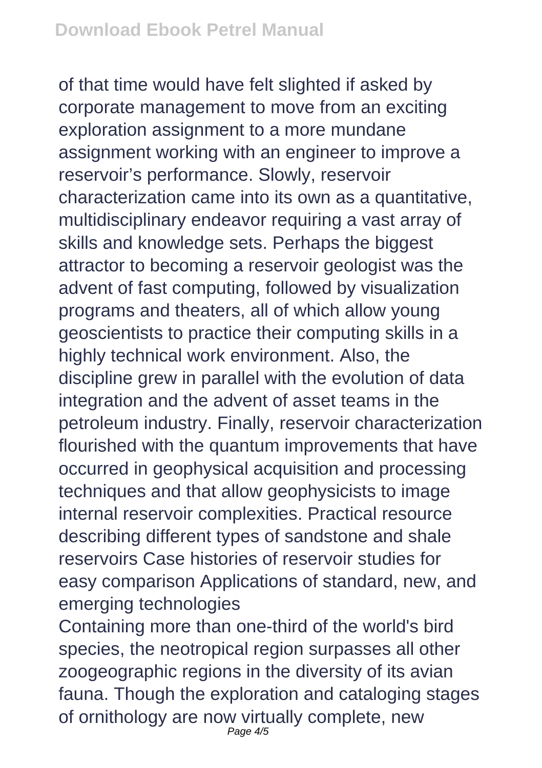of that time would have felt slighted if asked by corporate management to move from an exciting exploration assignment to a more mundane assignment working with an engineer to improve a reservoir's performance. Slowly, reservoir characterization came into its own as a quantitative, multidisciplinary endeavor requiring a vast array of skills and knowledge sets. Perhaps the biggest attractor to becoming a reservoir geologist was the advent of fast computing, followed by visualization programs and theaters, all of which allow young geoscientists to practice their computing skills in a highly technical work environment. Also, the discipline grew in parallel with the evolution of data integration and the advent of asset teams in the petroleum industry. Finally, reservoir characterization flourished with the quantum improvements that have occurred in geophysical acquisition and processing techniques and that allow geophysicists to image internal reservoir complexities. Practical resource describing different types of sandstone and shale reservoirs Case histories of reservoir studies for easy comparison Applications of standard, new, and emerging technologies

Containing more than one-third of the world's bird species, the neotropical region surpasses all other zoogeographic regions in the diversity of its avian fauna. Though the exploration and cataloging stages of ornithology are now virtually complete, new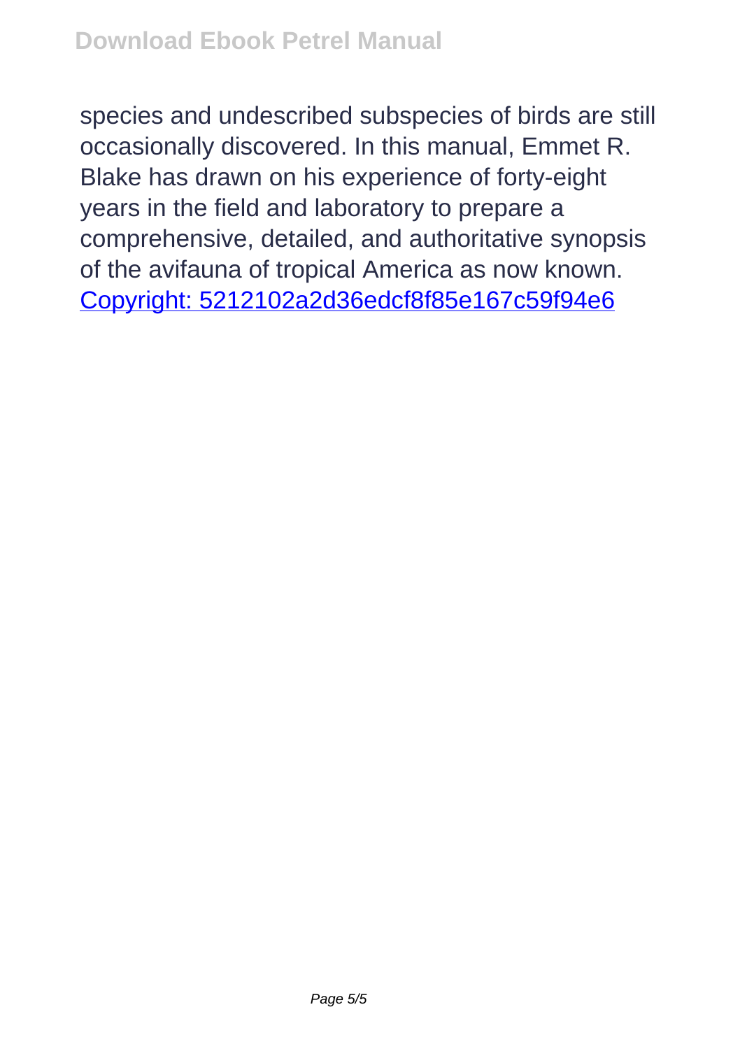species and undescribed subspecies of birds are still occasionally discovered. In this manual, Emmet R. Blake has drawn on his experience of forty-eight years in the field and laboratory to prepare a comprehensive, detailed, and authoritative synopsis of the avifauna of tropical America as now known.

Copyright: 5212102a2d36edcf8f85e167c59f94e6